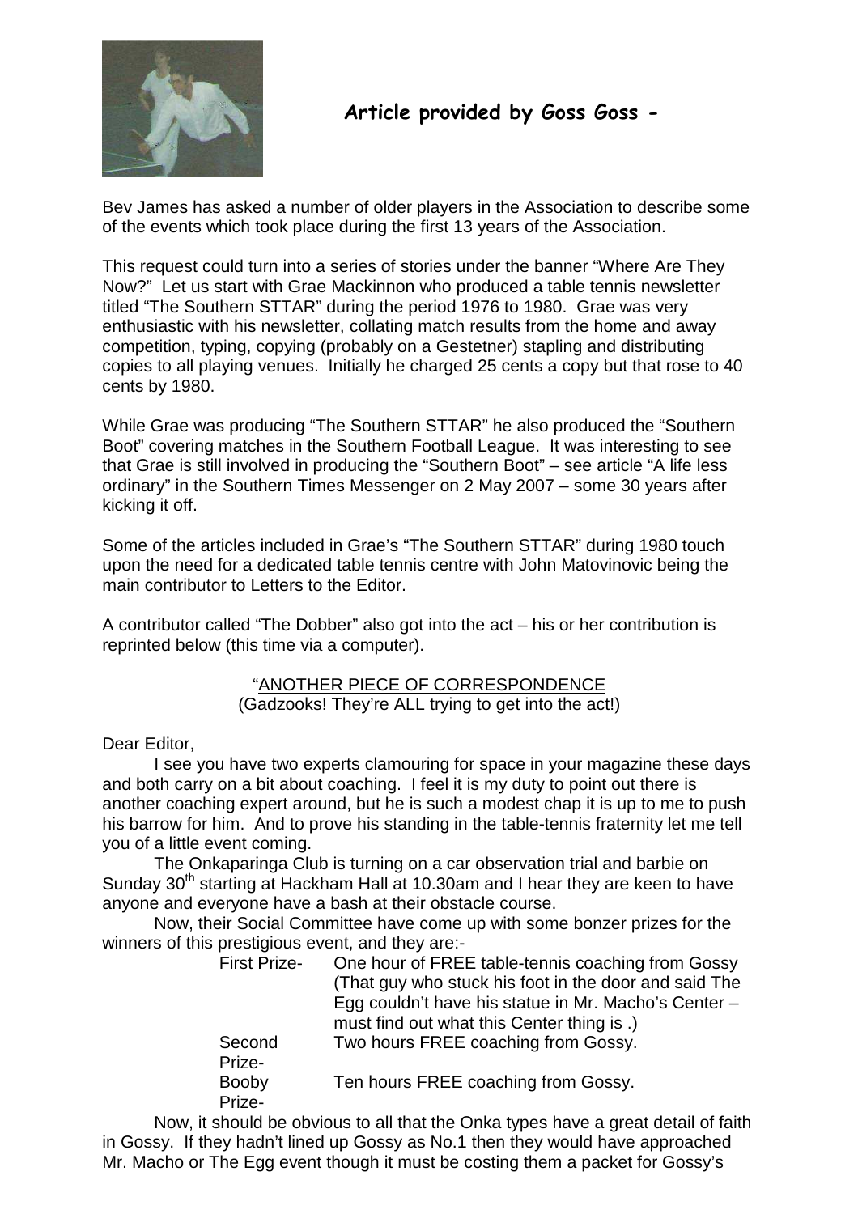## Article provided by Goss Goss -

Bev James has asked a number of older players in the Association to describe some of the events which took place during the first 13 years of the Association.

This request could turn into a series of stories under the banner "Where Are They Now?" Let us start with Grae Mackinnon who produced a table tennis newsletter titled "The Southern STTAR" during the period 1976 to 1980. Grae was very enthusiastic with his newsletter, collating match results from the home and away competition, typing, copying (probably on a Gestetner) stapling and distributing copies to all playing venues. Initially he charged 25 cents a copy but that rose to 40 cents by 1980.

While Grae was producing "The Southern STTAR" he also produced the "Southern Boot" covering matches in the Southern Football League. It was interesting to see that Grae is still involved in producing the "Southern Boot" – see article "A life less ordinary" in the Southern Times Messenger on 2 May 2007 – some 30 years after kicking it off.

Some of the articles included in Grae's "The Southern STTAR" during 1980 touch upon the need for a dedicated table tennis centre with John Matovinovic being the main contributor to Letters to the Editor.

A contributor called "The Dobber" also got into the act – his or her contribution is reprinted below (this time via a computer).

"ANOTHER PIECE OF CORRESPONDENCE
(Gadzooks! They're ALL trying to get into the act!)

Dear Editor,

I see you have two experts clamouring for space in your magazine these days and both carry on a bit about coaching. I feel it is my duty to point out there is another coaching expert around, but he is such a modest chap it is up to me to push his barrow for him. And to prove his standing in the table-tennis fraternity let me tell you of a little event coming.

The Onkaparinga Club is turning on a car observation trial and barbie on Sunday 30th starting at Hackham Hall at 10.30am and I hear they are keen to have anyone and everyone have a bash at their obstacle course.

Now, their Social Committee have come up with some bonzer prizes for the winners of this prestigious event, and they are:-

| | |
|---|---|
| First Prize- | One hour of FREE table-tennis coaching from Gossy (That guy who stuck his foot in the door and said The Egg couldn't have his statue in Mr. Macho's Center – must find out what this Center thing is .) |
| Second Prize- | Two hours FREE coaching from Gossy. |
| Booby Prize- | Ten hours FREE coaching from Gossy. |

Now, it should be obvious to all that the Onka types have a great detail of faith in Gossy. If they hadn't lined up Gossy as No.1 then they would have approached Mr. Macho or The Egg event though it must be costing them a packet for Gossy's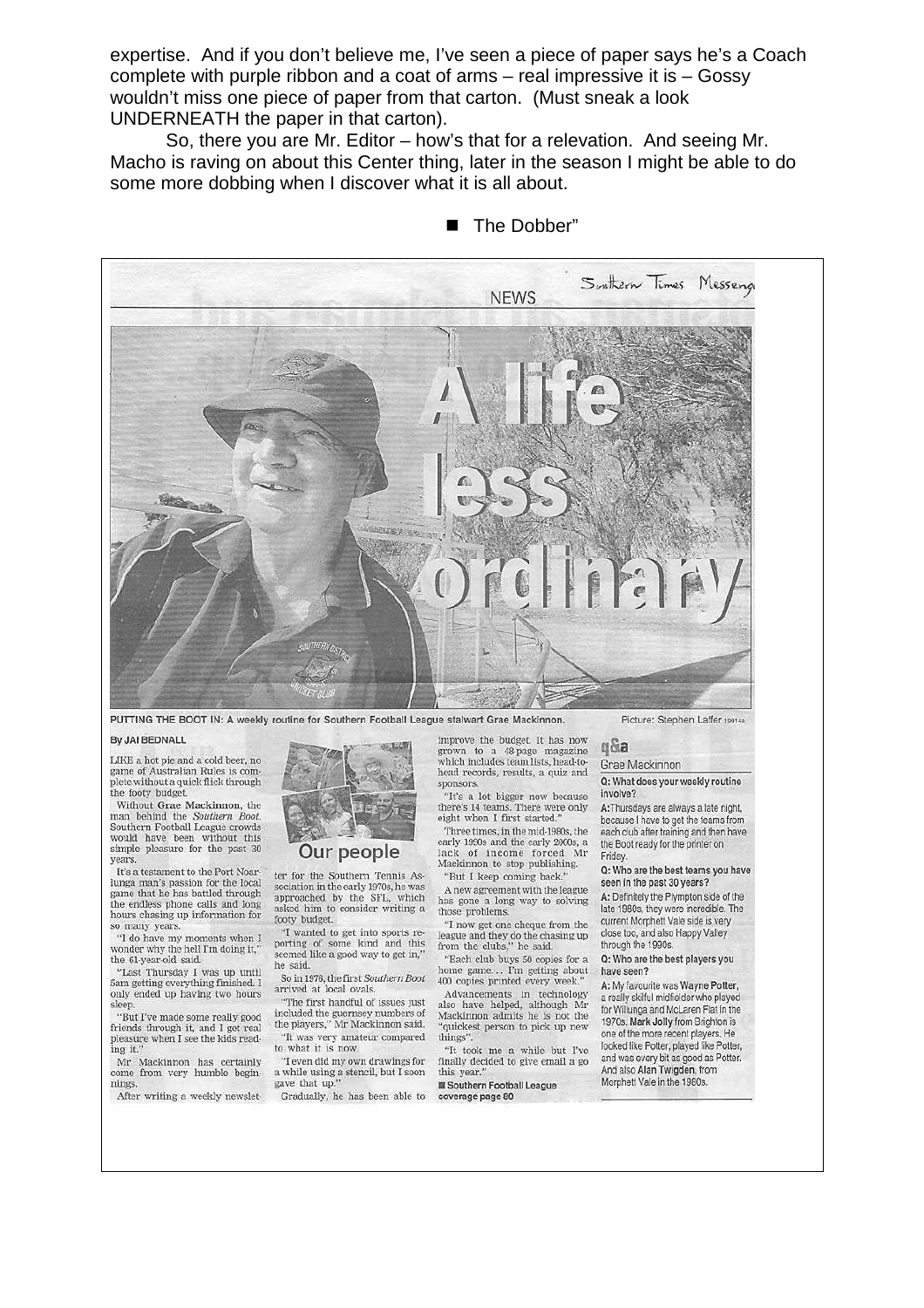expertise. And if you don't believe me, I've seen a piece of paper says he's a Coach complete with purple ribbon and a coat of arms – real impressive it is – Gossy wouldn't miss one piece of paper from that carton. (Must sneak a look UNDERNEATH the paper in that carton).

So, there you are Mr. Editor – how's that for a relevation. And seeing Mr. Macho is raving on about this Center thing, later in the season I might be able to do some more dobbing when I discover what it is all about.

- The Dobber"

Southern Times Messeng

NEWS

# A life less ordinary

PUTTING THE BOOT IN: A weekly routine for Southern Football League stalwart Grae Mackinnon.

Picture: Stephen Laffer

By JAI BEDNALL

LIKE a hot pie and a cold beer, no game of Australian Rules is complete without a quick flick through the footy budget.

Without Grae Mackinnon, the man behind the *Southern Boot*, Southern Football League crowds would have been without this simple pleasure for the past 30 years.

It's a testament to the Port Noarlunga man's passion for the local game that he has battled through the endless phone calls and long hours chasing up information for so many years.

"I do have my moments when I wonder why the hell I'm doing it," the 61-year-old said.

"Last Thursday I was up until 5am getting everything finished. I only ended up having two hours sleep.

"But I've made some really good friends through it, and I get real pleasure when I see the kids reading it."

Mr Mackinnon has certainly come from very humble beginnings.

After writing a weekly newsletter for the Southern Tennis Association in the early 1970s, he was approached by the SFL, which asked him to consider writing a footy budget.

"I wanted to get into sports reporting of some kind and this seemed like a good way to get in," he said.

So in 1976, the first *Southern Boot* arrived at local ovals.

"The first handful of issues just included the guernsey numbers of the players," Mr Mackinnon said.

"It was very amateur compared to what it is now.

"I even did my own drawings for a while using a stencil, but I soon gave that up."

Gradually, he has been able to improve the budget. It has now grown to a 48-page magazine which includes team lists, head-to-head records, results, a quiz and sponsors.

"It's a lot bigger now because there's 14 teams. There were only eight when I first started."

Three times, in the mid-1980s, the early 1990s and the early 2000s, a lack of income forced Mr Mackinnon to stop publishing.

"But I keep coming back."

A new agreement with the league has gone a long way to solving those problems.

"I now get one cheque from the league and they do the chasing up from the clubs," he said.

"Each club buys 50 copies for a home game... I'm getting about 400 copies printed every week."

Advancements in technology also have helped, although Mr Mackinnon admits he is not the "quickest person to pick up new things".

"It took me a while but I've finally decided to give email a go this year."

■ Southern Football League coverage page 80

Our people

## q&a

Grae Mackinnon

**Q: What does your weekly routine involve?**

A: Thursdays are always a late night, because I have to get the teams from each club after training and then have the Boot ready for the printer on Friday.

**Q: Who are the best teams you have seen in the past 30 years?**

A: Definitely the Plympton side of the late 1980s, they were incredible. The current Morphett Vale side is very close too, and also Happy Valley through the 1990s.

**Q: Who are the best players you have seen?**

A: My favourite was **Wayne Potter**, a really skilful midfielder who played for Willunga and McLaren Flat in the 1970s. **Mark Jolly** from Brighton is one of the more recent players. He looked like Potter, played like Potter, and was every bit as good as Potter. And also **Alan Twigden**, from Morphett Vale in the 1980s.